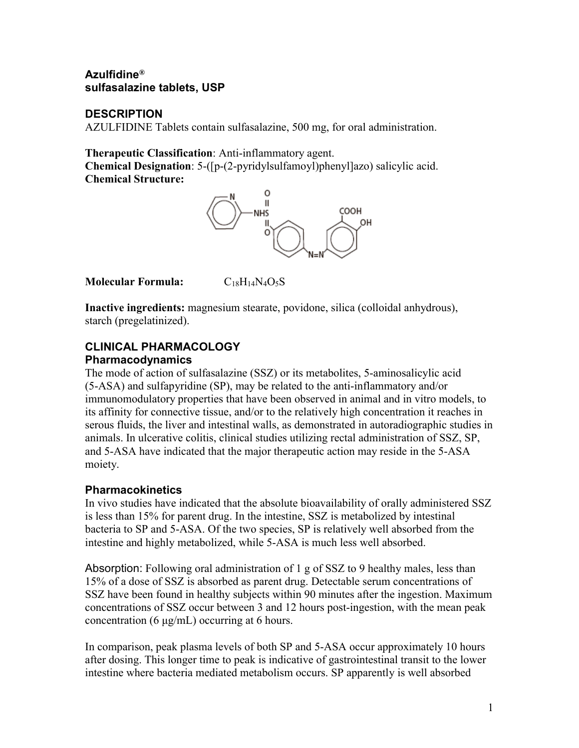# Azulfidine®
# sulfasalazine tablets, USP

## DESCRIPTION

AZULFIDINE Tablets contain sulfasalazine, 500 mg, for oral administration.

**Therapeutic Classification**: Anti-inflammatory agent.
**Chemical Designation**: 5-([p-(2-pyridylsulfamoyl)phenyl]azo) salicylic acid.
**Chemical Structure:**

**Molecular Formula:** $C_{18}H_{14}N_4O_5S$

**Inactive ingredients:** magnesium stearate, povidone, silica (colloidal anhydrous), starch (pregelatinized).

## CLINICAL PHARMACOLOGY

### Pharmacodynamics

The mode of action of sulfasalazine (SSZ) or its metabolites, 5-aminosalicylic acid (5-ASA) and sulfapyridine (SP), may be related to the anti-inflammatory and/or immunomodulatory properties that have been observed in animal and in vitro models, to its affinity for connective tissue, and/or to the relatively high concentration it reaches in serous fluids, the liver and intestinal walls, as demonstrated in autoradiographic studies in animals. In ulcerative colitis, clinical studies utilizing rectal administration of SSZ, SP, and 5-ASA have indicated that the major therapeutic action may reside in the 5-ASA moiety.

### Pharmacokinetics

In vivo studies have indicated that the absolute bioavailability of orally administered SSZ is less than 15% for parent drug. In the intestine, SSZ is metabolized by intestinal bacteria to SP and 5-ASA. Of the two species, SP is relatively well absorbed from the intestine and highly metabolized, while 5-ASA is much less well absorbed.

Absorption: Following oral administration of 1 g of SSZ to 9 healthy males, less than 15% of a dose of SSZ is absorbed as parent drug. Detectable serum concentrations of SSZ have been found in healthy subjects within 90 minutes after the ingestion. Maximum concentrations of SSZ occur between 3 and 12 hours post-ingestion, with the mean peak concentration (6 μg/mL) occurring at 6 hours.

In comparison, peak plasma levels of both SP and 5-ASA occur approximately 10 hours after dosing. This longer time to peak is indicative of gastrointestinal transit to the lower intestine where bacteria mediated metabolism occurs. SP apparently is well absorbed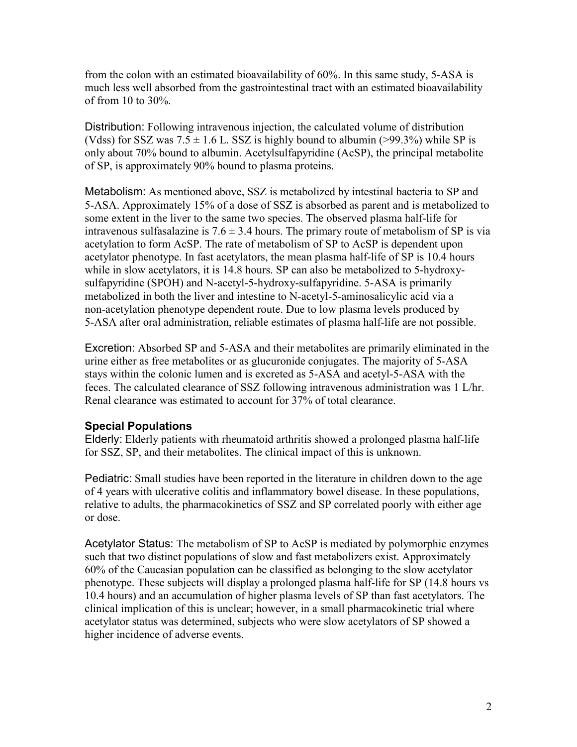from the colon with an estimated bioavailability of 60%. In this same study, 5-ASA is much less well absorbed from the gastrointestinal tract with an estimated bioavailability of from 10 to 30%.

Distribution: Following intravenous injection, the calculated volume of distribution (Vdss) for SSZ was $7.5 \pm 1.6$ L. SSZ is highly bound to albumin (>99.3%) while SP is only about 70% bound to albumin. Acetylsulfapyridine (AcSP), the principal metabolite of SP, is approximately 90% bound to plasma proteins.

Metabolism: As mentioned above, SSZ is metabolized by intestinal bacteria to SP and 5-ASA. Approximately 15% of a dose of SSZ is absorbed as parent and is metabolized to some extent in the liver to the same two species. The observed plasma half-life for intravenous sulfasalazine is $7.6 \pm 3.4$ hours. The primary route of metabolism of SP is via acetylation to form AcSP. The rate of metabolism of SP to AcSP is dependent upon acetylator phenotype. In fast acetylators, the mean plasma half-life of SP is 10.4 hours while in slow acetylators, it is 14.8 hours. SP can also be metabolized to 5-hydroxy-sulfapyridine (SPOH) and N-acetyl-5-hydroxy-sulfapyridine. 5-ASA is primarily metabolized in both the liver and intestine to N-acetyl-5-aminosalicylic acid via a non-acetylation phenotype dependent route. Due to low plasma levels produced by 5-ASA after oral administration, reliable estimates of plasma half-life are not possible.

Excretion: Absorbed SP and 5-ASA and their metabolites are primarily eliminated in the urine either as free metabolites or as glucuronide conjugates. The majority of 5-ASA stays within the colonic lumen and is excreted as 5-ASA and acetyl-5-ASA with the feces. The calculated clearance of SSZ following intravenous administration was 1 L/hr. Renal clearance was estimated to account for 37% of total clearance.

### Special Populations

Elderly: Elderly patients with rheumatoid arthritis showed a prolonged plasma half-life for SSZ, SP, and their metabolites. The clinical impact of this is unknown.

Pediatric: Small studies have been reported in the literature in children down to the age of 4 years with ulcerative colitis and inflammatory bowel disease. In these populations, relative to adults, the pharmacokinetics of SSZ and SP correlated poorly with either age or dose.

Acetylator Status: The metabolism of SP to AcSP is mediated by polymorphic enzymes such that two distinct populations of slow and fast metabolizers exist. Approximately 60% of the Caucasian population can be classified as belonging to the slow acetylator phenotype. These subjects will display a prolonged plasma half-life for SP (14.8 hours vs 10.4 hours) and an accumulation of higher plasma levels of SP than fast acetylators. The clinical implication of this is unclear; however, in a small pharmacokinetic trial where acetylator status was determined, subjects who were slow acetylators of SP showed a higher incidence of adverse events.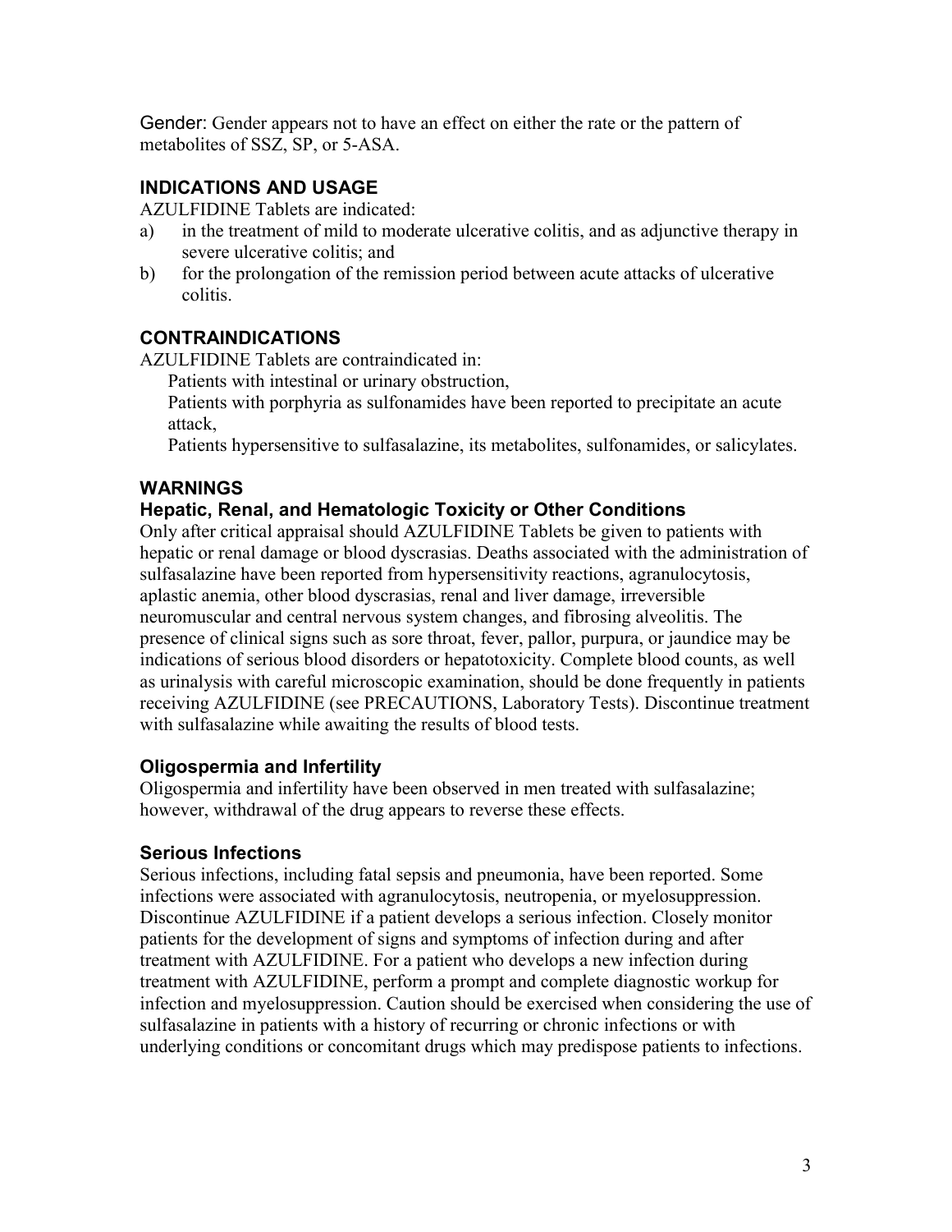Gender: Gender appears not to have an effect on either the rate or the pattern of metabolites of SSZ, SP, or 5-ASA.

## INDICATIONS AND USAGE

AZULFIDINE Tablets are indicated:

a) in the treatment of mild to moderate ulcerative colitis, and as adjunctive therapy in severe ulcerative colitis; and
b) for the prolongation of the remission period between acute attacks of ulcerative colitis.

## CONTRAINDICATIONS

AZULFIDINE Tablets are contraindicated in:

Patients with intestinal or urinary obstruction,

Patients with porphyria as sulfonamides have been reported to precipitate an acute attack,

Patients hypersensitive to sulfasalazine, its metabolites, sulfonamides, or salicylates.

## WARNINGS

### Hepatic, Renal, and Hematologic Toxicity or Other Conditions

Only after critical appraisal should AZULFIDINE Tablets be given to patients with hepatic or renal damage or blood dyscrasias. Deaths associated with the administration of sulfasalazine have been reported from hypersensitivity reactions, agranulocytosis, aplastic anemia, other blood dyscrasias, renal and liver damage, irreversible neuromuscular and central nervous system changes, and fibrosing alveolitis. The presence of clinical signs such as sore throat, fever, pallor, purpura, or jaundice may be indications of serious blood disorders or hepatotoxicity. Complete blood counts, as well as urinalysis with careful microscopic examination, should be done frequently in patients receiving AZULFIDINE (see PRECAUTIONS, Laboratory Tests). Discontinue treatment with sulfasalazine while awaiting the results of blood tests.

### Oligospermia and Infertility

Oligospermia and infertility have been observed in men treated with sulfasalazine; however, withdrawal of the drug appears to reverse these effects.

### Serious Infections

Serious infections, including fatal sepsis and pneumonia, have been reported. Some infections were associated with agranulocytosis, neutropenia, or myelosuppression. Discontinue AZULFIDINE if a patient develops a serious infection. Closely monitor patients for the development of signs and symptoms of infection during and after treatment with AZULFIDINE. For a patient who develops a new infection during treatment with AZULFIDINE, perform a prompt and complete diagnostic workup for infection and myelosuppression. Caution should be exercised when considering the use of sulfasalazine in patients with a history of recurring or chronic infections or with underlying conditions or concomitant drugs which may predispose patients to infections.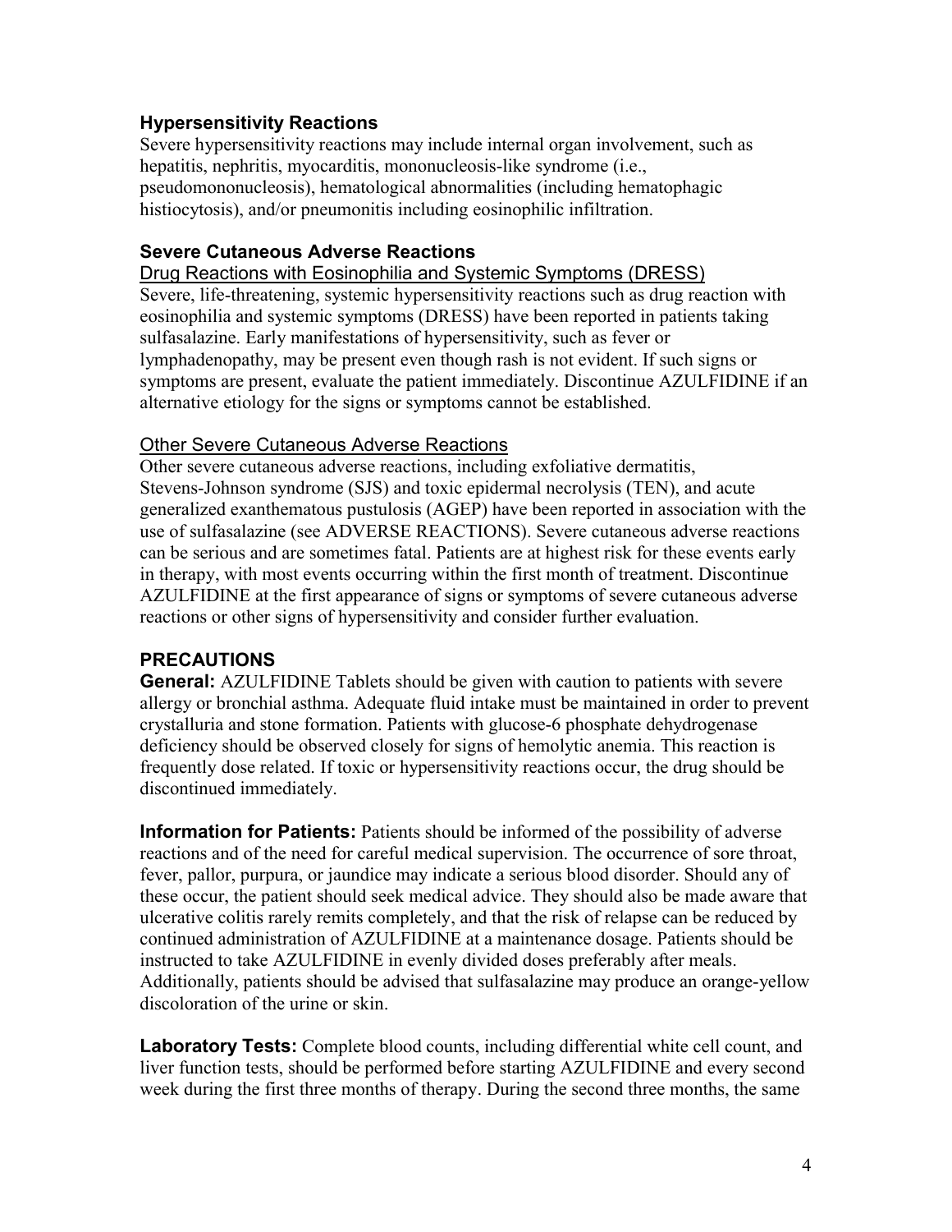### Hypersensitivity Reactions

Severe hypersensitivity reactions may include internal organ involvement, such as hepatitis, nephritis, myocarditis, mononucleosis-like syndrome (i.e., pseudomononucleosis), hematological abnormalities (including hematophagic histiocytosis), and/or pneumonitis including eosinophilic infiltration.

### Severe Cutaneous Adverse Reactions

Drug Reactions with Eosinophilia and Systemic Symptoms (DRESS)

Severe, life-threatening, systemic hypersensitivity reactions such as drug reaction with eosinophilia and systemic symptoms (DRESS) have been reported in patients taking sulfasalazine. Early manifestations of hypersensitivity, such as fever or lymphadenopathy, may be present even though rash is not evident. If such signs or symptoms are present, evaluate the patient immediately. Discontinue AZULFIDINE if an alternative etiology for the signs or symptoms cannot be established.

Other Severe Cutaneous Adverse Reactions

Other severe cutaneous adverse reactions, including exfoliative dermatitis, Stevens-Johnson syndrome (SJS) and toxic epidermal necrolysis (TEN), and acute generalized exanthematous pustulosis (AGEP) have been reported in association with the use of sulfasalazine (see ADVERSE REACTIONS). Severe cutaneous adverse reactions can be serious and are sometimes fatal. Patients are at highest risk for these events early in therapy, with most events occurring within the first month of treatment. Discontinue AZULFIDINE at the first appearance of signs or symptoms of severe cutaneous adverse reactions or other signs of hypersensitivity and consider further evaluation.

## PRECAUTIONS

**General:** AZULFIDINE Tablets should be given with caution to patients with severe allergy or bronchial asthma. Adequate fluid intake must be maintained in order to prevent crystalluria and stone formation. Patients with glucose-6 phosphate dehydrogenase deficiency should be observed closely for signs of hemolytic anemia. This reaction is frequently dose related. If toxic or hypersensitivity reactions occur, the drug should be discontinued immediately.

**Information for Patients:** Patients should be informed of the possibility of adverse reactions and of the need for careful medical supervision. The occurrence of sore throat, fever, pallor, purpura, or jaundice may indicate a serious blood disorder. Should any of these occur, the patient should seek medical advice. They should also be made aware that ulcerative colitis rarely remits completely, and that the risk of relapse can be reduced by continued administration of AZULFIDINE at a maintenance dosage. Patients should be instructed to take AZULFIDINE in evenly divided doses preferably after meals. Additionally, patients should be advised that sulfasalazine may produce an orange-yellow discoloration of the urine or skin.

**Laboratory Tests:** Complete blood counts, including differential white cell count, and liver function tests, should be performed before starting AZULFIDINE and every second week during the first three months of therapy. During the second three months, the same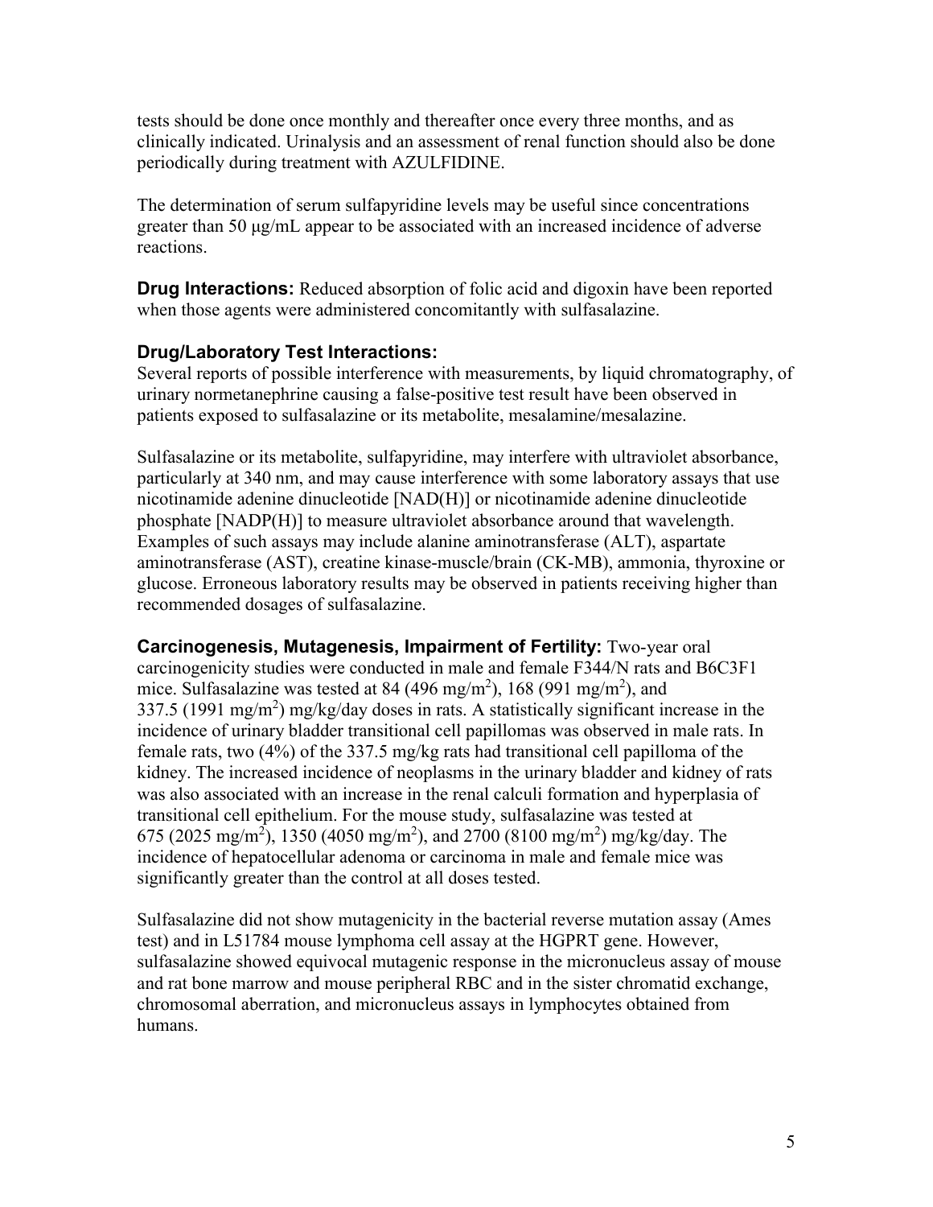tests should be done once monthly and thereafter once every three months, and as clinically indicated. Urinalysis and an assessment of renal function should also be done periodically during treatment with AZULFIDINE.

The determination of serum sulfapyridine levels may be useful since concentrations greater than 50 µg/mL appear to be associated with an increased incidence of adverse reactions.

**Drug Interactions:** Reduced absorption of folic acid and digoxin have been reported when those agents were administered concomitantly with sulfasalazine.

### Drug/Laboratory Test Interactions:

Several reports of possible interference with measurements, by liquid chromatography, of urinary normetanephrine causing a false-positive test result have been observed in patients exposed to sulfasalazine or its metabolite, mesalamine/mesalazine.

Sulfasalazine or its metabolite, sulfapyridine, may interfere with ultraviolet absorbance, particularly at 340 nm, and may cause interference with some laboratory assays that use nicotinamide adenine dinucleotide [NAD(H)] or nicotinamide adenine dinucleotide phosphate [NADP(H)] to measure ultraviolet absorbance around that wavelength. Examples of such assays may include alanine aminotransferase (ALT), aspartate aminotransferase (AST), creatine kinase-muscle/brain (CK-MB), ammonia, thyroxine or glucose. Erroneous laboratory results may be observed in patients receiving higher than recommended dosages of sulfasalazine.

**Carcinogenesis, Mutagenesis, Impairment of Fertility:** Two-year oral carcinogenicity studies were conducted in male and female F344/N rats and B6C3F1 mice. Sulfasalazine was tested at 84 (496 mg/m$^2$), 168 (991 mg/m$^2$), and 337.5 (1991 mg/m$^2$) mg/kg/day doses in rats. A statistically significant increase in the incidence of urinary bladder transitional cell papillomas was observed in male rats. In female rats, two (4%) of the 337.5 mg/kg rats had transitional cell papilloma of the kidney. The increased incidence of neoplasms in the urinary bladder and kidney of rats was also associated with an increase in the renal calculi formation and hyperplasia of transitional cell epithelium. For the mouse study, sulfasalazine was tested at 675 (2025 mg/m$^2$), 1350 (4050 mg/m$^2$), and 2700 (8100 mg/m$^2$) mg/kg/day. The incidence of hepatocellular adenoma or carcinoma in male and female mice was significantly greater than the control at all doses tested.

Sulfasalazine did not show mutagenicity in the bacterial reverse mutation assay (Ames test) and in L51784 mouse lymphoma cell assay at the HGPRT gene. However, sulfasalazine showed equivocal mutagenic response in the micronucleus assay of mouse and rat bone marrow and mouse peripheral RBC and in the sister chromatid exchange, chromosomal aberration, and micronucleus assays in lymphocytes obtained from humans.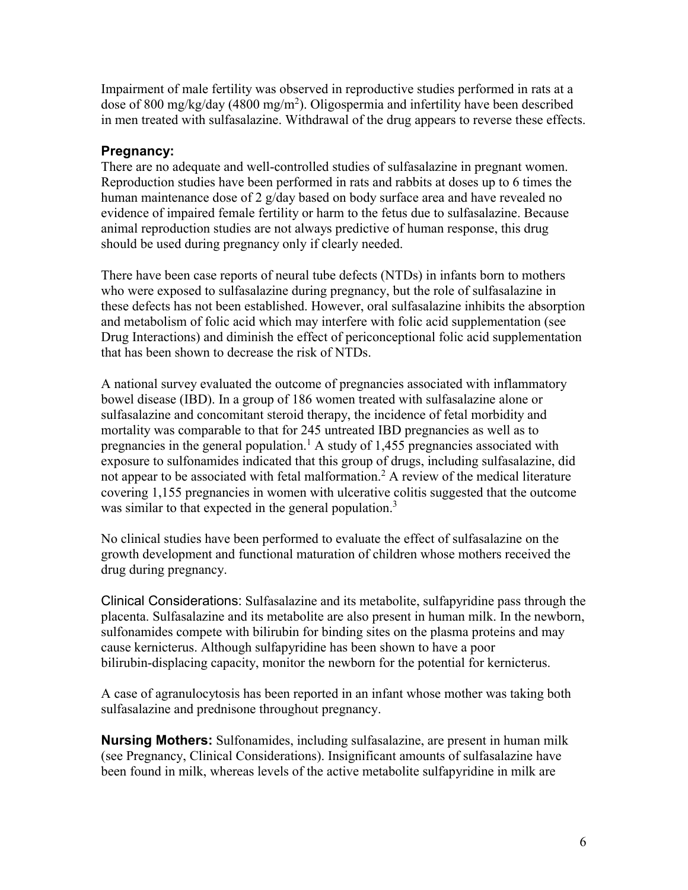Impairment of male fertility was observed in reproductive studies performed in rats at a dose of 800 mg/kg/day (4800 mg/m$^2$). Oligospermia and infertility have been described in men treated with sulfasalazine. Withdrawal of the drug appears to reverse these effects.

### Pregnancy:

There are no adequate and well-controlled studies of sulfasalazine in pregnant women. Reproduction studies have been performed in rats and rabbits at doses up to 6 times the human maintenance dose of 2 g/day based on body surface area and have revealed no evidence of impaired female fertility or harm to the fetus due to sulfasalazine. Because animal reproduction studies are not always predictive of human response, this drug should be used during pregnancy only if clearly needed.

There have been case reports of neural tube defects (NTDs) in infants born to mothers who were exposed to sulfasalazine during pregnancy, but the role of sulfasalazine in these defects has not been established. However, oral sulfasalazine inhibits the absorption and metabolism of folic acid which may interfere with folic acid supplementation (see Drug Interactions) and diminish the effect of periconceptional folic acid supplementation that has been shown to decrease the risk of NTDs.

A national survey evaluated the outcome of pregnancies associated with inflammatory bowel disease (IBD). In a group of 186 women treated with sulfasalazine alone or sulfasalazine and concomitant steroid therapy, the incidence of fetal morbidity and mortality was comparable to that for 245 untreated IBD pregnancies as well as to pregnancies in the general population.[1] A study of 1,455 pregnancies associated with exposure to sulfonamides indicated that this group of drugs, including sulfasalazine, did not appear to be associated with fetal malformation.[2] A review of the medical literature covering 1,155 pregnancies in women with ulcerative colitis suggested that the outcome was similar to that expected in the general population.[3]

No clinical studies have been performed to evaluate the effect of sulfasalazine on the growth development and functional maturation of children whose mothers received the drug during pregnancy.

Clinical Considerations: Sulfasalazine and its metabolite, sulfapyridine pass through the placenta. Sulfasalazine and its metabolite are also present in human milk. In the newborn, sulfonamides compete with bilirubin for binding sites on the plasma proteins and may cause kernicterus. Although sulfapyridine has been shown to have a poor bilirubin-displacing capacity, monitor the newborn for the potential for kernicterus.

A case of agranulocytosis has been reported in an infant whose mother was taking both sulfasalazine and prednisone throughout pregnancy.

**Nursing Mothers:** Sulfonamides, including sulfasalazine, are present in human milk (see Pregnancy, Clinical Considerations). Insignificant amounts of sulfasalazine have been found in milk, whereas levels of the active metabolite sulfapyridine in milk are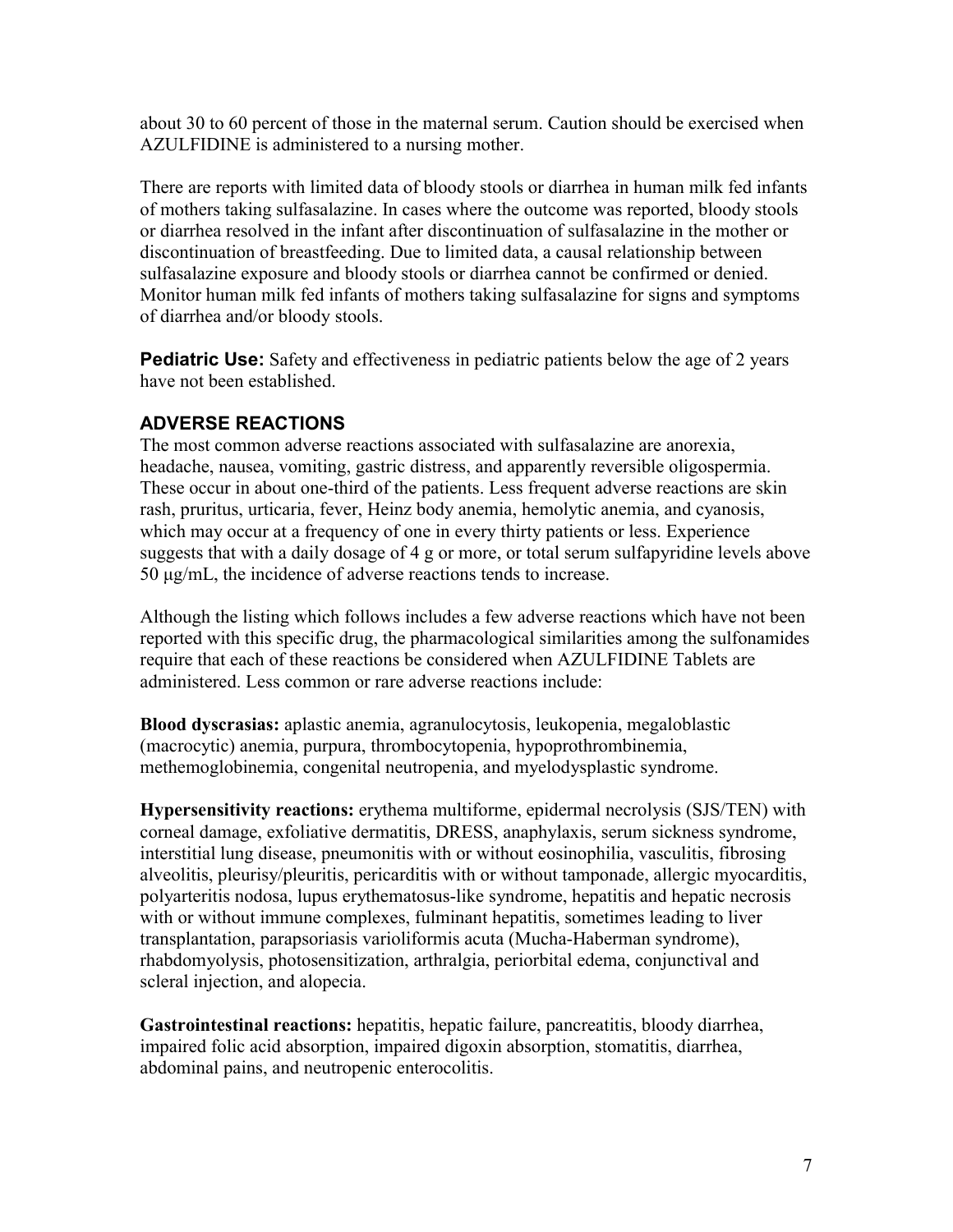about 30 to 60 percent of those in the maternal serum. Caution should be exercised when AZULFIDINE is administered to a nursing mother.

There are reports with limited data of bloody stools or diarrhea in human milk fed infants of mothers taking sulfasalazine. In cases where the outcome was reported, bloody stools or diarrhea resolved in the infant after discontinuation of sulfasalazine in the mother or discontinuation of breastfeeding. Due to limited data, a causal relationship between sulfasalazine exposure and bloody stools or diarrhea cannot be confirmed or denied. Monitor human milk fed infants of mothers taking sulfasalazine for signs and symptoms of diarrhea and/or bloody stools.

**Pediatric Use:** Safety and effectiveness in pediatric patients below the age of 2 years have not been established.

## ADVERSE REACTIONS

The most common adverse reactions associated with sulfasalazine are anorexia, headache, nausea, vomiting, gastric distress, and apparently reversible oligospermia. These occur in about one-third of the patients. Less frequent adverse reactions are skin rash, pruritus, urticaria, fever, Heinz body anemia, hemolytic anemia, and cyanosis, which may occur at a frequency of one in every thirty patients or less. Experience suggests that with a daily dosage of 4 g or more, or total serum sulfapyridine levels above 50 µg/mL, the incidence of adverse reactions tends to increase.

Although the listing which follows includes a few adverse reactions which have not been reported with this specific drug, the pharmacological similarities among the sulfonamides require that each of these reactions be considered when AZULFIDINE Tablets are administered. Less common or rare adverse reactions include:

**Blood dyscrasias:** aplastic anemia, agranulocytosis, leukopenia, megaloblastic (macrocytic) anemia, purpura, thrombocytopenia, hypoprothrombinemia, methemoglobinemia, congenital neutropenia, and myelodysplastic syndrome.

**Hypersensitivity reactions:** erythema multiforme, epidermal necrolysis (SJS/TEN) with corneal damage, exfoliative dermatitis, DRESS, anaphylaxis, serum sickness syndrome, interstitial lung disease, pneumonitis with or without eosinophilia, vasculitis, fibrosing alveolitis, pleurisy/pleuritis, pericarditis with or without tamponade, allergic myocarditis, polyarteritis nodosa, lupus erythematosus-like syndrome, hepatitis and hepatic necrosis with or without immune complexes, fulminant hepatitis, sometimes leading to liver transplantation, parapsoriasis varioliformis acuta (Mucha-Haberman syndrome), rhabdomyolysis, photosensitization, arthralgia, periorbital edema, conjunctival and scleral injection, and alopecia.

**Gastrointestinal reactions:** hepatitis, hepatic failure, pancreatitis, bloody diarrhea, impaired folic acid absorption, impaired digoxin absorption, stomatitis, diarrhea, abdominal pains, and neutropenic enterocolitis.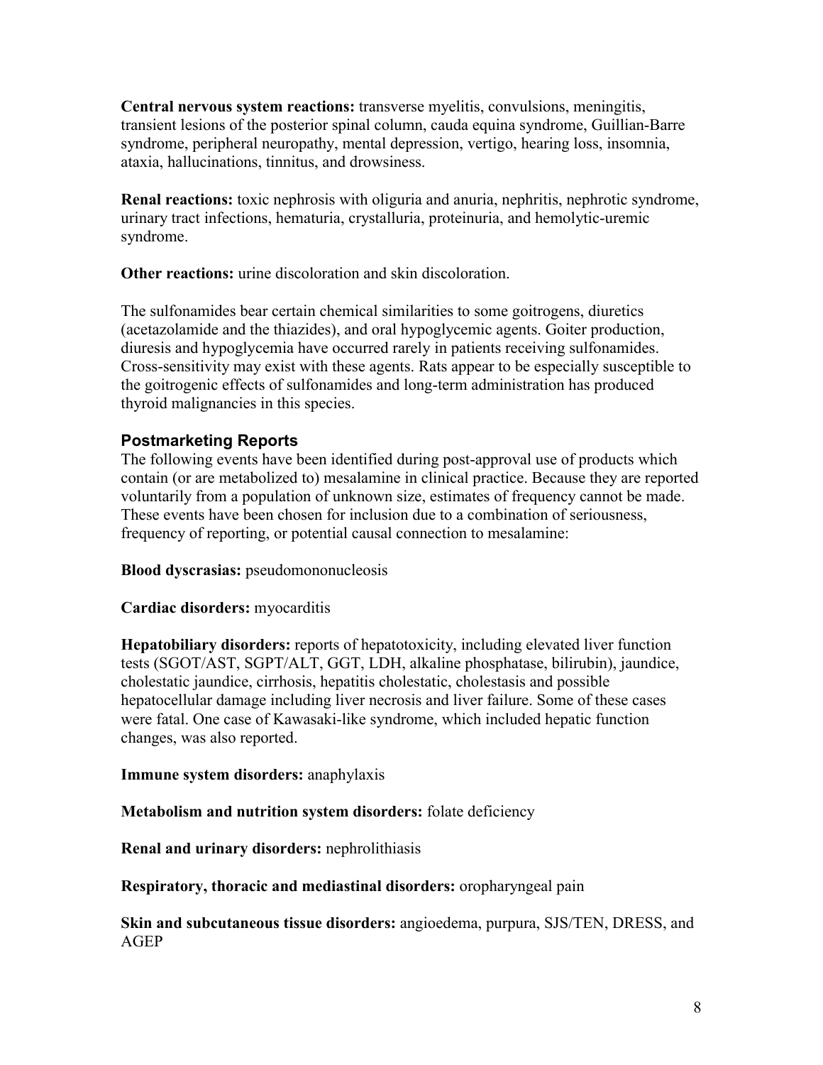**Central nervous system reactions:** transverse myelitis, convulsions, meningitis, transient lesions of the posterior spinal column, cauda equina syndrome, Guillian-Barre syndrome, peripheral neuropathy, mental depression, vertigo, hearing loss, insomnia, ataxia, hallucinations, tinnitus, and drowsiness.

**Renal reactions:** toxic nephrosis with oliguria and anuria, nephritis, nephrotic syndrome, urinary tract infections, hematuria, crystalluria, proteinuria, and hemolytic-uremic syndrome.

**Other reactions:** urine discoloration and skin discoloration.

The sulfonamides bear certain chemical similarities to some goitrogens, diuretics (acetazolamide and the thiazides), and oral hypoglycemic agents. Goiter production, diuresis and hypoglycemia have occurred rarely in patients receiving sulfonamides. Cross-sensitivity may exist with these agents. Rats appear to be especially susceptible to the goitrogenic effects of sulfonamides and long-term administration has produced thyroid malignancies in this species.

### Postmarketing Reports

The following events have been identified during post-approval use of products which contain (or are metabolized to) mesalamine in clinical practice. Because they are reported voluntarily from a population of unknown size, estimates of frequency cannot be made. These events have been chosen for inclusion due to a combination of seriousness, frequency of reporting, or potential causal connection to mesalamine:

**Blood dyscrasias:** pseudomononucleosis

**Cardiac disorders:** myocarditis

**Hepatobiliary disorders:** reports of hepatotoxicity, including elevated liver function tests (SGOT/AST, SGPT/ALT, GGT, LDH, alkaline phosphatase, bilirubin), jaundice, cholestatic jaundice, cirrhosis, hepatitis cholestatic, cholestasis and possible hepatocellular damage including liver necrosis and liver failure. Some of these cases were fatal. One case of Kawasaki-like syndrome, which included hepatic function changes, was also reported.

**Immune system disorders:** anaphylaxis

**Metabolism and nutrition system disorders:** folate deficiency

**Renal and urinary disorders:** nephrolithiasis

**Respiratory, thoracic and mediastinal disorders:** oropharyngeal pain

**Skin and subcutaneous tissue disorders:** angioedema, purpura, SJS/TEN, DRESS, and AGEP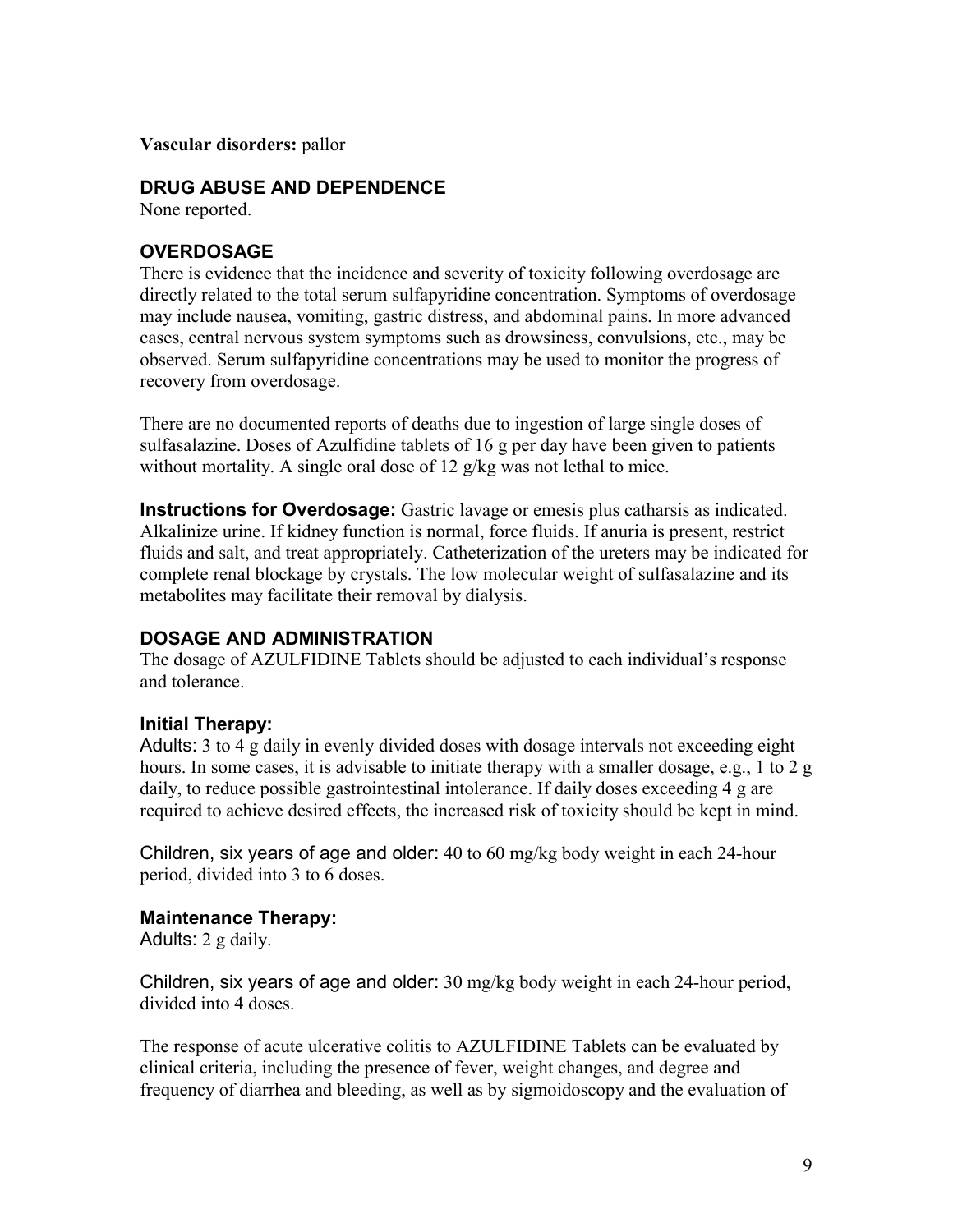**Vascular disorders:** pallor

## DRUG ABUSE AND DEPENDENCE

None reported.

## OVERDOSAGE

There is evidence that the incidence and severity of toxicity following overdosage are directly related to the total serum sulfapyridine concentration. Symptoms of overdosage may include nausea, vomiting, gastric distress, and abdominal pains. In more advanced cases, central nervous system symptoms such as drowsiness, convulsions, etc., may be observed. Serum sulfapyridine concentrations may be used to monitor the progress of recovery from overdosage.

There are no documented reports of deaths due to ingestion of large single doses of sulfasalazine. Doses of Azulfidine tablets of 16 g per day have been given to patients without mortality. A single oral dose of 12 g/kg was not lethal to mice.

**Instructions for Overdosage:** Gastric lavage or emesis plus catharsis as indicated. Alkalinize urine. If kidney function is normal, force fluids. If anuria is present, restrict fluids and salt, and treat appropriately. Catheterization of the ureters may be indicated for complete renal blockage by crystals. The low molecular weight of sulfasalazine and its metabolites may facilitate their removal by dialysis.

## DOSAGE AND ADMINISTRATION

The dosage of AZULFIDINE Tablets should be adjusted to each individual's response and tolerance.

### Initial Therapy:

Adults: 3 to 4 g daily in evenly divided doses with dosage intervals not exceeding eight hours. In some cases, it is advisable to initiate therapy with a smaller dosage, e.g., 1 to 2 g daily, to reduce possible gastrointestinal intolerance. If daily doses exceeding 4 g are required to achieve desired effects, the increased risk of toxicity should be kept in mind.

Children, six years of age and older: 40 to 60 mg/kg body weight in each 24-hour period, divided into 3 to 6 doses.

### Maintenance Therapy:

Adults: 2 g daily.

Children, six years of age and older: 30 mg/kg body weight in each 24-hour period, divided into 4 doses.

The response of acute ulcerative colitis to AZULFIDINE Tablets can be evaluated by clinical criteria, including the presence of fever, weight changes, and degree and frequency of diarrhea and bleeding, as well as by sigmoidoscopy and the evaluation of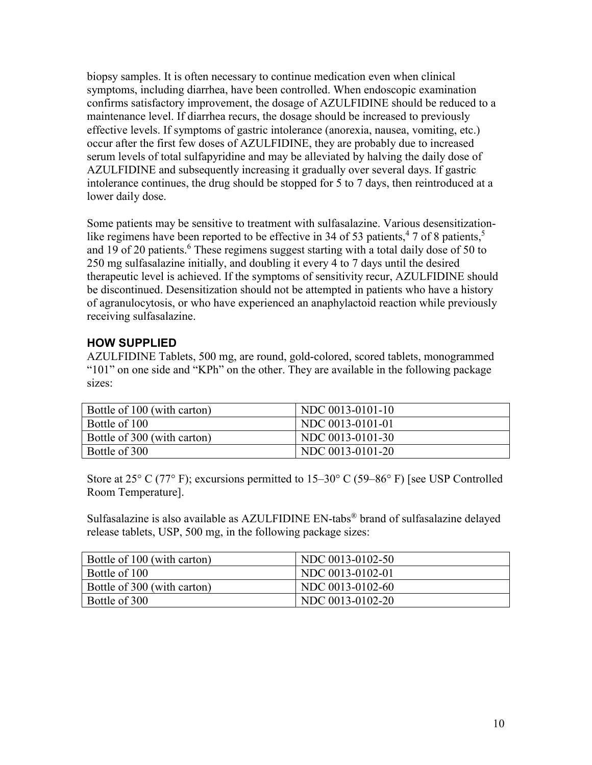biopsy samples. It is often necessary to continue medication even when clinical symptoms, including diarrhea, have been controlled. When endoscopic examination confirms satisfactory improvement, the dosage of AZULFIDINE should be reduced to a maintenance level. If diarrhea recurs, the dosage should be increased to previously effective levels. If symptoms of gastric intolerance (anorexia, nausea, vomiting, etc.) occur after the first few doses of AZULFIDINE, they are probably due to increased serum levels of total sulfapyridine and may be alleviated by halving the daily dose of AZULFIDINE and subsequently increasing it gradually over several days. If gastric intolerance continues, the drug should be stopped for 5 to 7 days, then reintroduced at a lower daily dose.

Some patients may be sensitive to treatment with sulfasalazine. Various desensitization-like regimens have been reported to be effective in 34 of 53 patients,[4] 7 of 8 patients,[5] and 19 of 20 patients.[6] These regimens suggest starting with a total daily dose of 50 to 250 mg sulfasalazine initially, and doubling it every 4 to 7 days until the desired therapeutic level is achieved. If the symptoms of sensitivity recur, AZULFIDINE should be discontinued. Desensitization should not be attempted in patients who have a history of agranulocytosis, or who have experienced an anaphylactoid reaction while previously receiving sulfasalazine.

## HOW SUPPLIED

AZULFIDINE Tablets, 500 mg, are round, gold-colored, scored tablets, monogrammed "101" on one side and "KPh" on the other. They are available in the following package sizes:

| Package | NDC |
|---|---|
| Bottle of 100 (with carton) | NDC 0013-0101-10 |
| Bottle of 100 | NDC 0013-0101-01 |
| Bottle of 300 (with carton) | NDC 0013-0101-30 |
| Bottle of 300 | NDC 0013-0101-20 |

Store at 25° C (77° F); excursions permitted to 15–30° C (59–86° F) [see USP Controlled Room Temperature].

Sulfasalazine is also available as AZULFIDINE EN-tabs® brand of sulfasalazine delayed release tablets, USP, 500 mg, in the following package sizes:

| Package | NDC |
|---|---|
| Bottle of 100 (with carton) | NDC 0013-0102-50 |
| Bottle of 100 | NDC 0013-0102-01 |
| Bottle of 300 (with carton) | NDC 0013-0102-60 |
| Bottle of 300 | NDC 0013-0102-20 |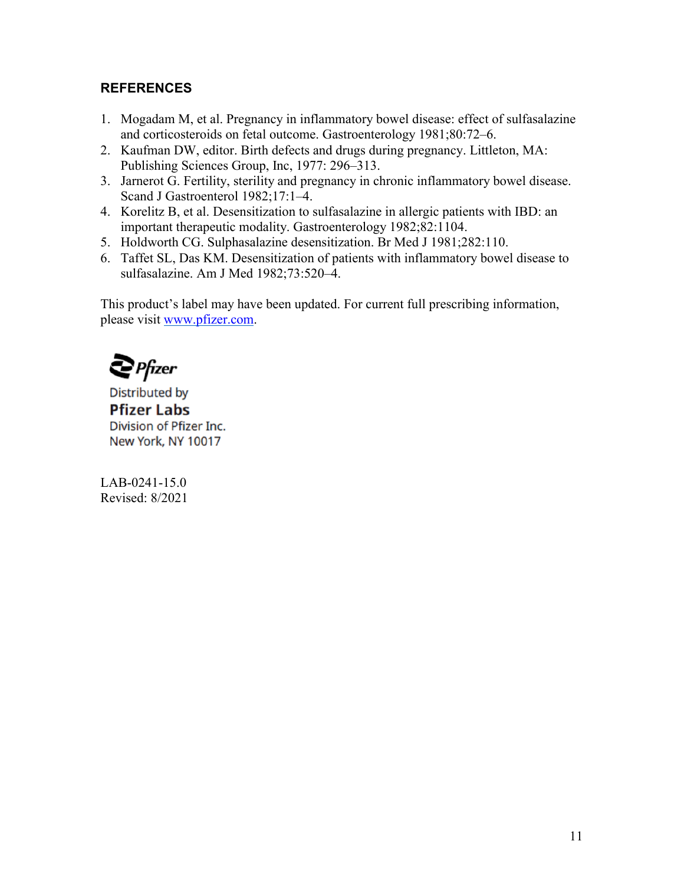## REFERENCES

1. Mogadam M, et al. Pregnancy in inflammatory bowel disease: effect of sulfasalazine and corticosteroids on fetal outcome. Gastroenterology 1981;80:72–6.
2. Kaufman DW, editor. Birth defects and drugs during pregnancy. Littleton, MA: Publishing Sciences Group, Inc, 1977: 296–313.
3. Jarnerot G. Fertility, sterility and pregnancy in chronic inflammatory bowel disease. Scand J Gastroenterol 1982;17:1–4.
4. Korelitz B, et al. Desensitization to sulfasalazine in allergic patients with IBD: an important therapeutic modality. Gastroenterology 1982;82:1104.
5. Holdworth CG. Sulphasalazine desensitization. Br Med J 1981;282:110.
6. Taffet SL, Das KM. Desensitization of patients with inflammatory bowel disease to sulfasalazine. Am J Med 1982;73:520–4.

This product's label may have been updated. For current full prescribing information, please visit www.pfizer.com.

Pfizer

Distributed by

**Pfizer Labs**

Division of Pfizer Inc.

New York, NY 10017

LAB-0241-15.0

Revised: 8/2021